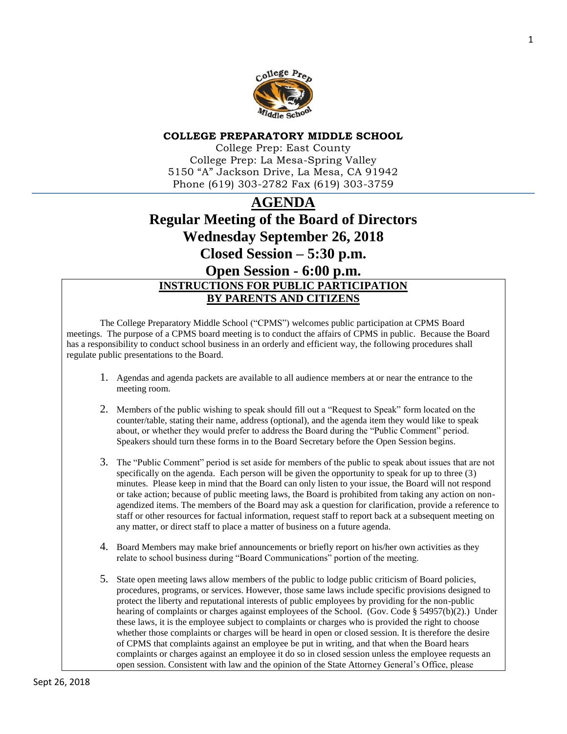**COLLEGE PREPARATORY MIDDLE SCHOOL**

College Prep: East County
College Prep: La Mesa-Spring Valley
5150 "A" Jackson Drive, La Mesa, CA 91942
Phone (619) 303-2782 Fax (619) 303-3759

# AGENDA

# Regular Meeting of the Board of Directors

# Wednesday September 26, 2018

# Closed Session – 5:30 p.m.

# Open Session - 6:00 p.m.

## INSTRUCTIONS FOR PUBLIC PARTICIPATION BY PARENTS AND CITIZENS

The College Preparatory Middle School ("CPMS") welcomes public participation at CPMS Board meetings. The purpose of a CPMS board meeting is to conduct the affairs of CPMS in public. Because the Board has a responsibility to conduct school business in an orderly and efficient way, the following procedures shall regulate public presentations to the Board.

1. Agendas and agenda packets are available to all audience members at or near the entrance to the meeting room.

2. Members of the public wishing to speak should fill out a "Request to Speak" form located on the counter/table, stating their name, address (optional), and the agenda item they would like to speak about, or whether they would prefer to address the Board during the "Public Comment" period. Speakers should turn these forms in to the Board Secretary before the Open Session begins.

3. The "Public Comment" period is set aside for members of the public to speak about issues that are not specifically on the agenda. Each person will be given the opportunity to speak for up to three (3) minutes. Please keep in mind that the Board can only listen to your issue, the Board will not respond or take action; because of public meeting laws, the Board is prohibited from taking any action on non-agendized items. The members of the Board may ask a question for clarification, provide a reference to staff or other resources for factual information, request staff to report back at a subsequent meeting on any matter, or direct staff to place a matter of business on a future agenda.

4. Board Members may make brief announcements or briefly report on his/her own activities as they relate to school business during "Board Communications" portion of the meeting.

5. State open meeting laws allow members of the public to lodge public criticism of Board policies, procedures, programs, or services. However, those same laws include specific provisions designed to protect the liberty and reputational interests of public employees by providing for the non-public hearing of complaints or charges against employees of the School. (Gov. Code § 54957(b)(2).) Under these laws, it is the employee subject to complaints or charges who is provided the right to choose whether those complaints or charges will be heard in open or closed session. It is therefore the desire of CPMS that complaints against an employee be put in writing, and that when the Board hears complaints or charges against an employee it do so in closed session unless the employee requests an open session. Consistent with law and the opinion of the State Attorney General's Office, please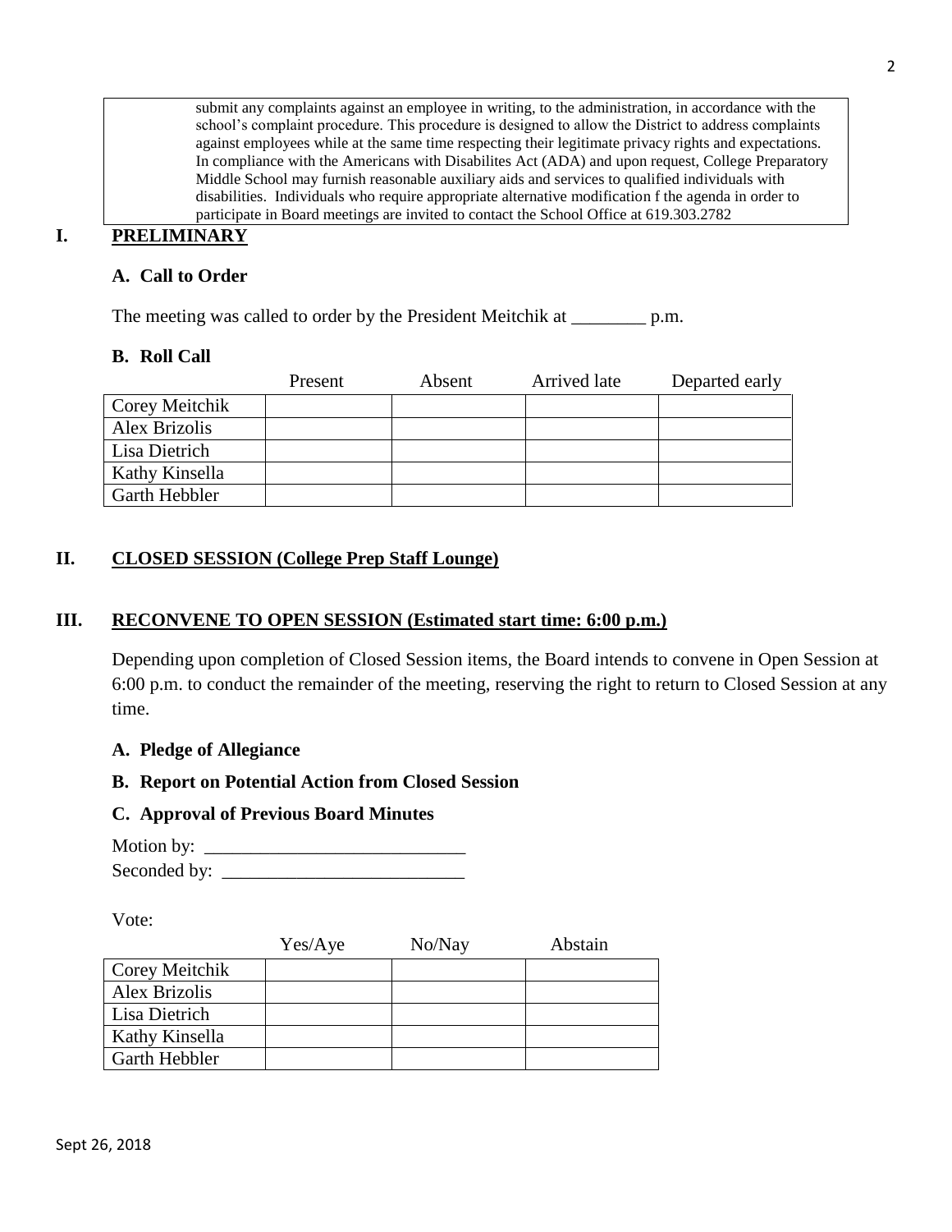submit any complaints against an employee in writing, to the administration, in accordance with the school's complaint procedure. This procedure is designed to allow the District to address complaints against employees while at the same time respecting their legitimate privacy rights and expectations. In compliance with the Americans with Disabilites Act (ADA) and upon request, College Preparatory Middle School may furnish reasonable auxiliary aids and services to qualified individuals with disabilities. Individuals who require appropriate alternative modification f the agenda in order to participate in Board meetings are invited to contact the School Office at 619.303.2782

## I. PRELIMINARY

### A. Call to Order

The meeting was called to order by the President Meitchik at ________ p.m.

### B. Roll Call

| | Present | Absent | Arrived late | Departed early |
|---|---|---|---|---|
| Corey Meitchik | | | | |
| Alex Brizolis | | | | |
| Lisa Dietrich | | | | |
| Kathy Kinsella | | | | |
| Garth Hebbler | | | | |

## II. CLOSED SESSION (College Prep Staff Lounge)

## III. RECONVENE TO OPEN SESSION (Estimated start time: 6:00 p.m.)

Depending upon completion of Closed Session items, the Board intends to convene in Open Session at 6:00 p.m. to conduct the remainder of the meeting, reserving the right to return to Closed Session at any time.

### A. Pledge of Allegiance

### B. Report on Potential Action from Closed Session

### C. Approval of Previous Board Minutes

Motion by: ____________________________
Seconded by: __________________________

Vote:

| | Yes/Aye | No/Nay | Abstain |
|---|---|---|---|
| Corey Meitchik | | | |
| Alex Brizolis | | | |
| Lisa Dietrich | | | |
| Kathy Kinsella | | | |
| Garth Hebbler | | | |

Sept 26, 2018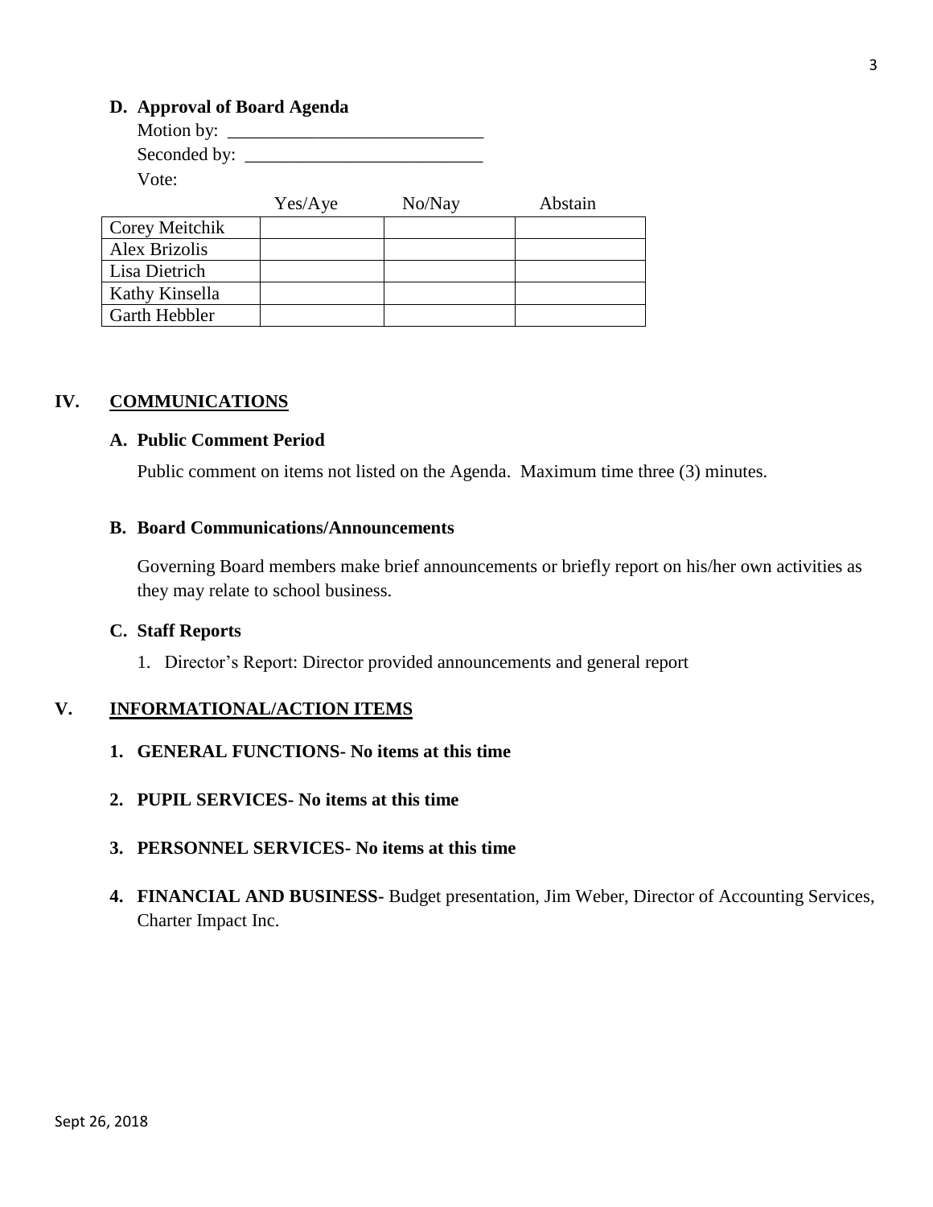**D. Approval of Board Agenda**

Motion by: ____________________________

Seconded by: __________________________

Vote:

| | Yes/Aye | No/Nay | Abstain |
|---|---|---|---|
| Corey Meitchik | | | |
| Alex Brizolis | | | |
| Lisa Dietrich | | | |
| Kathy Kinsella | | | |
| Garth Hebbler | | | |

## IV. COMMUNICATIONS

**A. Public Comment Period**

Public comment on items not listed on the Agenda. Maximum time three (3) minutes.

**B. Board Communications/Announcements**

Governing Board members make brief announcements or briefly report on his/her own activities as they may relate to school business.

**C. Staff Reports**

1. Director's Report: Director provided announcements and general report

## V. INFORMATIONAL/ACTION ITEMS

1. **GENERAL FUNCTIONS- No items at this time**

2. **PUPIL SERVICES- No items at this time**

3. **PERSONNEL SERVICES- No items at this time**

4. **FINANCIAL AND BUSINESS-** Budget presentation, Jim Weber, Director of Accounting Services, Charter Impact Inc.

Sept 26, 2018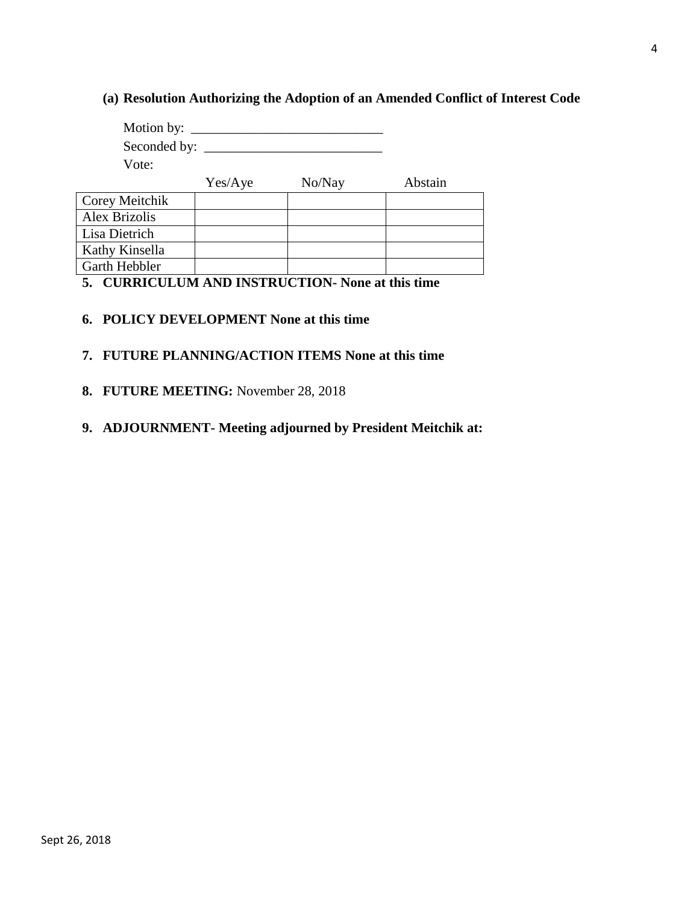**(a) Resolution Authorizing the Adoption of an Amended Conflict of Interest Code**

Motion by: ____________________________

Seconded by: __________________________

Vote:

| | Yes/Aye | No/Nay | Abstain |
|---|---|---|---|
| Corey Meitchik | | | |
| Alex Brizolis | | | |
| Lisa Dietrich | | | |
| Kathy Kinsella | | | |
| Garth Hebbler | | | |

**5. CURRICULUM AND INSTRUCTION- None at this time**

**6. POLICY DEVELOPMENT None at this time**

**7. FUTURE PLANNING/ACTION ITEMS None at this time**

**8. FUTURE MEETING:** November 28, 2018

**9. ADJOURNMENT- Meeting adjourned by President Meitchik at:**